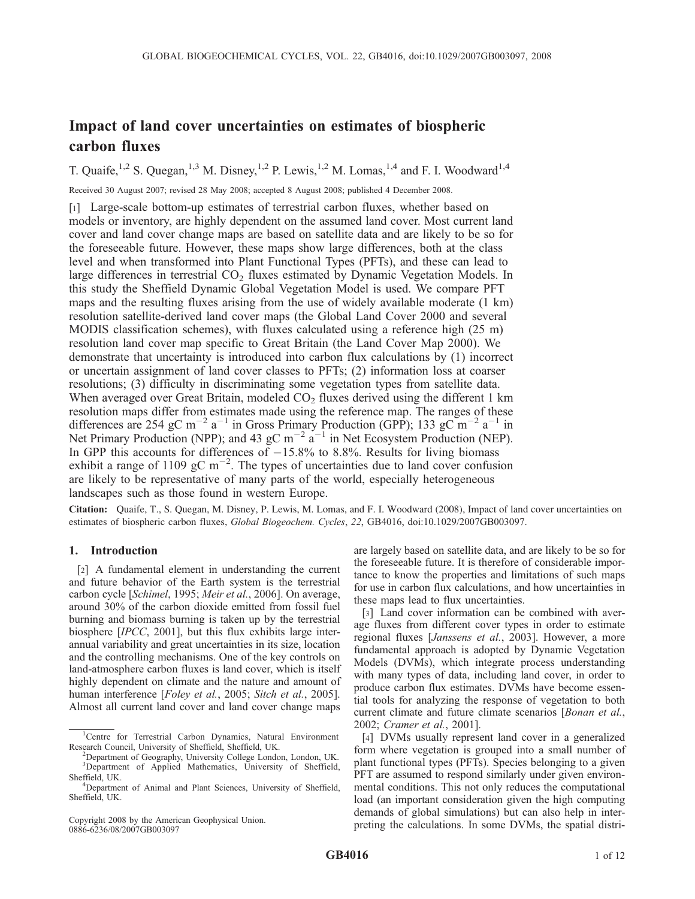# Impact of land cover uncertainties on estimates of biospheric carbon fluxes

T. Quaife,[1,2] S. Quegan,[1,3] M. Disney,[1,2] P. Lewis,[1,2] M. Lomas,[1,4] and F. I. Woodward[1,4]

Received 30 August 2007; revised 28 May 2008; accepted 8 August 2008; published 4 December 2008.

[1] Large-scale bottom-up estimates of terrestrial carbon fluxes, whether based on models or inventory, are highly dependent on the assumed land cover. Most current land cover and land cover change maps are based on satellite data and are likely to be so for the foreseeable future. However, these maps show large differences, both at the class level and when transformed into Plant Functional Types (PFTs), and these can lead to large differences in terrestrial $CO_2$ fluxes estimated by Dynamic Vegetation Models. In this study the Sheffield Dynamic Global Vegetation Model is used. We compare PFT maps and the resulting fluxes arising from the use of widely available moderate (1 km) resolution satellite-derived land cover maps (the Global Land Cover 2000 and several MODIS classification schemes), with fluxes calculated using a reference high (25 m) resolution land cover map specific to Great Britain (the Land Cover Map 2000). We demonstrate that uncertainty is introduced into carbon flux calculations by (1) incorrect or uncertain assignment of land cover classes to PFTs; (2) information loss at coarser resolutions; (3) difficulty in discriminating some vegetation types from satellite data. When averaged over Great Britain, modeled $CO_2$ fluxes derived using the different 1 km resolution maps differ from estimates made using the reference map. The ranges of these differences are 254 gC $m^{-2}$ $a^{-1}$ in Gross Primary Production (GPP); 133 gC $m^{-2}$ $a^{-1}$ in Net Primary Production (NPP); and 43 gC $m^{-2}$ $a^{-1}$ in Net Ecosystem Production (NEP). In GPP this accounts for differences of −15.8% to 8.8%. Results for living biomass exhibit a range of 1109 gC $m^{-2}$. The types of uncertainties due to land cover confusion are likely to be representative of many parts of the world, especially heterogeneous landscapes such as those found in western Europe.

**Citation:** Quaife, T., S. Quegan, M. Disney, P. Lewis, M. Lomas, and F. I. Woodward (2008), Impact of land cover uncertainties on estimates of biospheric carbon fluxes, *Global Biogeochem. Cycles*, *22*, GB4016, doi:10.1029/2007GB003097.

## 1. Introduction

[2] A fundamental element in understanding the current and future behavior of the Earth system is the terrestrial carbon cycle [*Schimel*, 1995; *Meir et al.*, 2006]. On average, around 30% of the carbon dioxide emitted from fossil fuel burning and biomass burning is taken up by the terrestrial biosphere [*IPCC*, 2001], but this flux exhibits large interannual variability and great uncertainties in its size, location and the controlling mechanisms. One of the key controls on land-atmosphere carbon fluxes is land cover, which is itself highly dependent on climate and the nature and amount of human interference [*Foley et al.*, 2005; *Sitch et al.*, 2005]. Almost all current land cover and land cover change maps are largely based on satellite data, and are likely to be so for the foreseeable future. It is therefore of considerable importance to know the properties and limitations of such maps for use in carbon flux calculations, and how uncertainties in these maps lead to flux uncertainties.

[3] Land cover information can be combined with average fluxes from different cover types in order to estimate regional fluxes [*Janssens et al.*, 2003]. However, a more fundamental approach is adopted by Dynamic Vegetation Models (DVMs), which integrate process understanding with many types of data, including land cover, in order to produce carbon flux estimates. DVMs have become essential tools for analyzing the response of vegetation to both current climate and future climate scenarios [*Bonan et al.*, 2002; *Cramer et al.*, 2001].

[4] DVMs usually represent land cover in a generalized form where vegetation is grouped into a small number of plant functional types (PFTs). Species belonging to a given PFT are assumed to respond similarly under given environmental conditions. This not only reduces the computational load (an important consideration given the high computing demands of global simulations) but can also help in interpreting the calculations. In some DVMs, the spatial distri-

[1] Centre for Terrestrial Carbon Dynamics, Natural Environment Research Council, University of Sheffield, Sheffield, UK.

[2] Department of Geography, University College London, London, UK.

[3] Department of Applied Mathematics, University of Sheffield, Sheffield, UK.

[4] Department of Animal and Plant Sciences, University of Sheffield, Sheffield, UK.

Copyright 2008 by the American Geophysical Union.
0886-6236/08/2007GB003097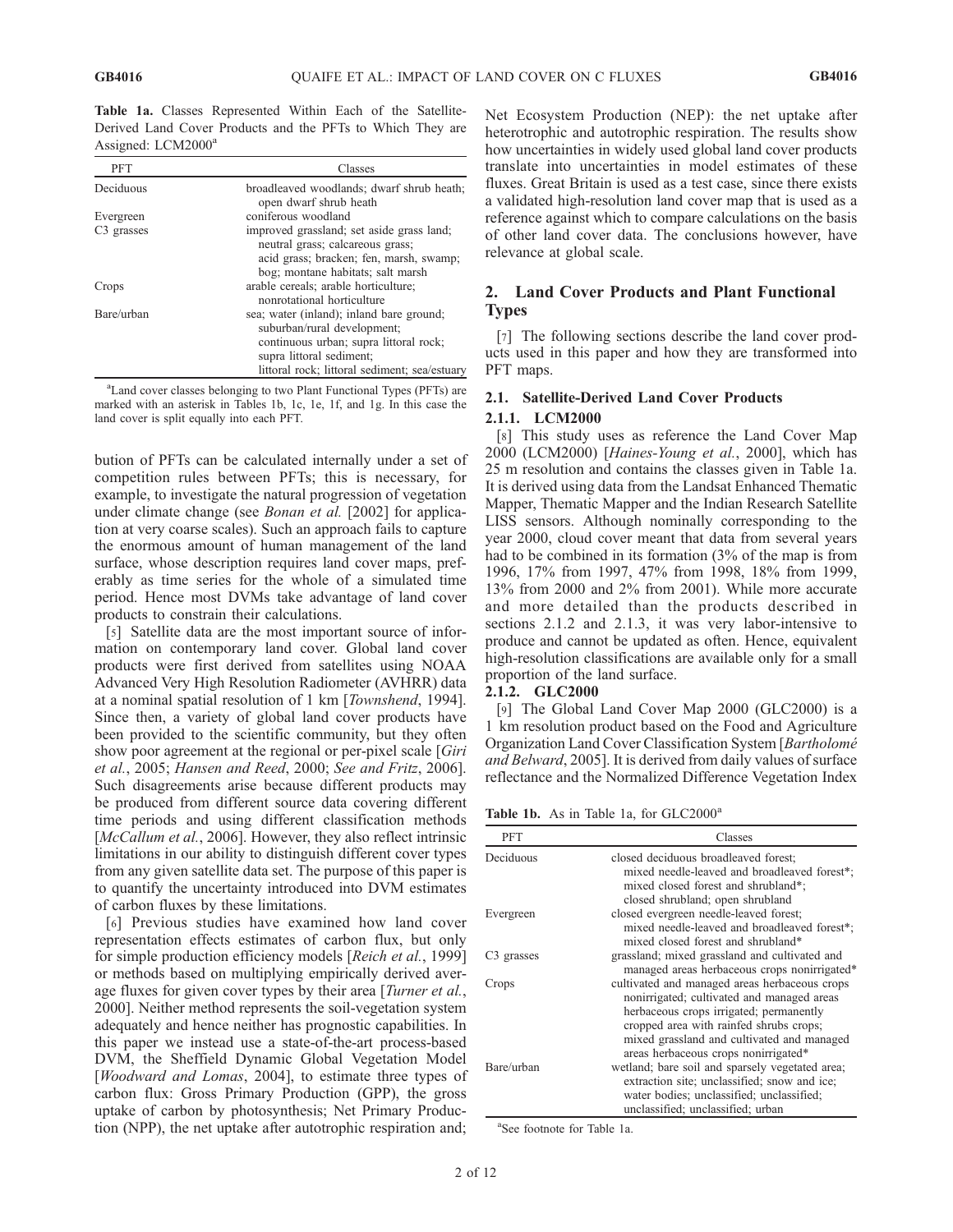**Table 1a.** Classes Represented Within Each of the Satellite-Derived Land Cover Products and the PFTs to Which They are Assigned: LCM2000[a]

| PFT | Classes |
|---|---|
| Deciduous | broadleaved woodlands; dwarf shrub heath; open dwarf shrub heath |
| Evergreen | coniferous woodland |
| C3 grasses | improved grassland; set aside grass land; neutral grass; calcareous grass; acid grass; bracken; fen, marsh, swamp; bog; montane habitats; salt marsh |
| Crops | arable cereals; arable horticulture; nonrotational horticulture |
| Bare/urban | sea; water (inland); inland bare ground; suburban/rural development; continuous urban; supra littoral rock; supra littoral sediment; littoral rock; littoral sediment; sea/estuary |

[a]Land cover classes belonging to two Plant Functional Types (PFTs) are marked with an asterisk in Tables 1b, 1c, 1e, 1f, and 1g. In this case the land cover is split equally into each PFT.

bution of PFTs can be calculated internally under a set of competition rules between PFTs; this is necessary, for example, to investigate the natural progression of vegetation under climate change (see *Bonan et al.* [2002] for application at very coarse scales). Such an approach fails to capture the enormous amount of human management of the land surface, whose description requires land cover maps, preferably as time series for the whole of a simulated time period. Hence most DVMs take advantage of land cover products to constrain their calculations.

[5] Satellite data are the most important source of information on contemporary land cover. Global land cover products were first derived from satellites using NOAA Advanced Very High Resolution Radiometer (AVHRR) data at a nominal spatial resolution of 1 km [*Townshend*, 1994]. Since then, a variety of global land cover products have been provided to the scientific community, but they often show poor agreement at the regional or per-pixel scale [*Giri et al.*, 2005; *Hansen and Reed*, 2000; *See and Fritz*, 2006]. Such disagreements arise because different products may be produced from different source data covering different time periods and using different classification methods [*McCallum et al.*, 2006]. However, they also reflect intrinsic limitations in our ability to distinguish different cover types from any given satellite data set. The purpose of this paper is to quantify the uncertainty introduced into DVM estimates of carbon fluxes by these limitations.

[6] Previous studies have examined how land cover representation effects estimates of carbon flux, but only for simple production efficiency models [*Reich et al.*, 1999] or methods based on multiplying empirically derived average fluxes for given cover types by their area [*Turner et al.*, 2000]. Neither method represents the soil-vegetation system adequately and hence neither has prognostic capabilities. In this paper we instead use a state-of-the-art process-based DVM, the Sheffield Dynamic Global Vegetation Model [*Woodward and Lomas*, 2004], to estimate three types of carbon flux: Gross Primary Production (GPP), the gross uptake of carbon by photosynthesis; Net Primary Production (NPP), the net uptake after autotrophic respiration and; Net Ecosystem Production (NEP): the net uptake after heterotrophic and autotrophic respiration. The results show how uncertainties in widely used global land cover products translate into uncertainties in model estimates of these fluxes. Great Britain is used as a test case, since there exists a validated high-resolution land cover map that is used as a reference against which to compare calculations on the basis of other land cover data. The conclusions however, have relevance at global scale.

## 2. Land Cover Products and Plant Functional Types

[7] The following sections describe the land cover products used in this paper and how they are transformed into PFT maps.

### 2.1. Satellite-Derived Land Cover Products

#### 2.1.1. LCM2000

[8] This study uses as reference the Land Cover Map 2000 (LCM2000) [*Haines-Young et al.*, 2000], which has 25 m resolution and contains the classes given in Table 1a. It is derived using data from the Landsat Enhanced Thematic Mapper, Thematic Mapper and the Indian Research Satellite LISS sensors. Although nominally corresponding to the year 2000, cloud cover meant that data from several years had to be combined in its formation (3% of the map is from 1996, 17% from 1997, 47% from 1998, 18% from 1999, 13% from 2000 and 2% from 2001). While more accurate and more detailed than the products described in sections 2.1.2 and 2.1.3, it was very labor-intensive to produce and cannot be updated as often. Hence, equivalent high-resolution classifications are available only for a small proportion of the land surface.

#### 2.1.2. GLC2000

[9] The Global Land Cover Map 2000 (GLC2000) is a 1 km resolution product based on the Food and Agriculture Organization Land Cover Classification System [*Bartholomé and Belward*, 2005]. It is derived from daily values of surface reflectance and the Normalized Difference Vegetation Index

**Table 1b.** As in Table 1a, for GLC2000[a]

| PFT | Classes |
|---|---|
| Deciduous | closed deciduous broadleaved forest; mixed needle-leaved and broadleaved forest*; mixed closed forest and shrubland*; closed shrubland; open shrubland |
| Evergreen | closed evergreen needle-leaved forest; mixed needle-leaved and broadleaved forest*; mixed closed forest and shrubland* |
| C3 grasses | grassland; mixed grassland and cultivated and managed areas herbaceous crops nonirrigated* |
| Crops | cultivated and managed areas herbaceous crops nonirrigated; cultivated and managed areas herbaceous crops irrigated; permanently cropped area with rainfed shrubs crops; mixed grassland and cultivated and managed areas herbaceous crops nonirrigated* |
| Bare/urban | wetland; bare soil and sparsely vegetated area; extraction site; unclassified; snow and ice; water bodies; unclassified; unclassified; unclassified; unclassified; urban |

[a]See footnote for Table 1a.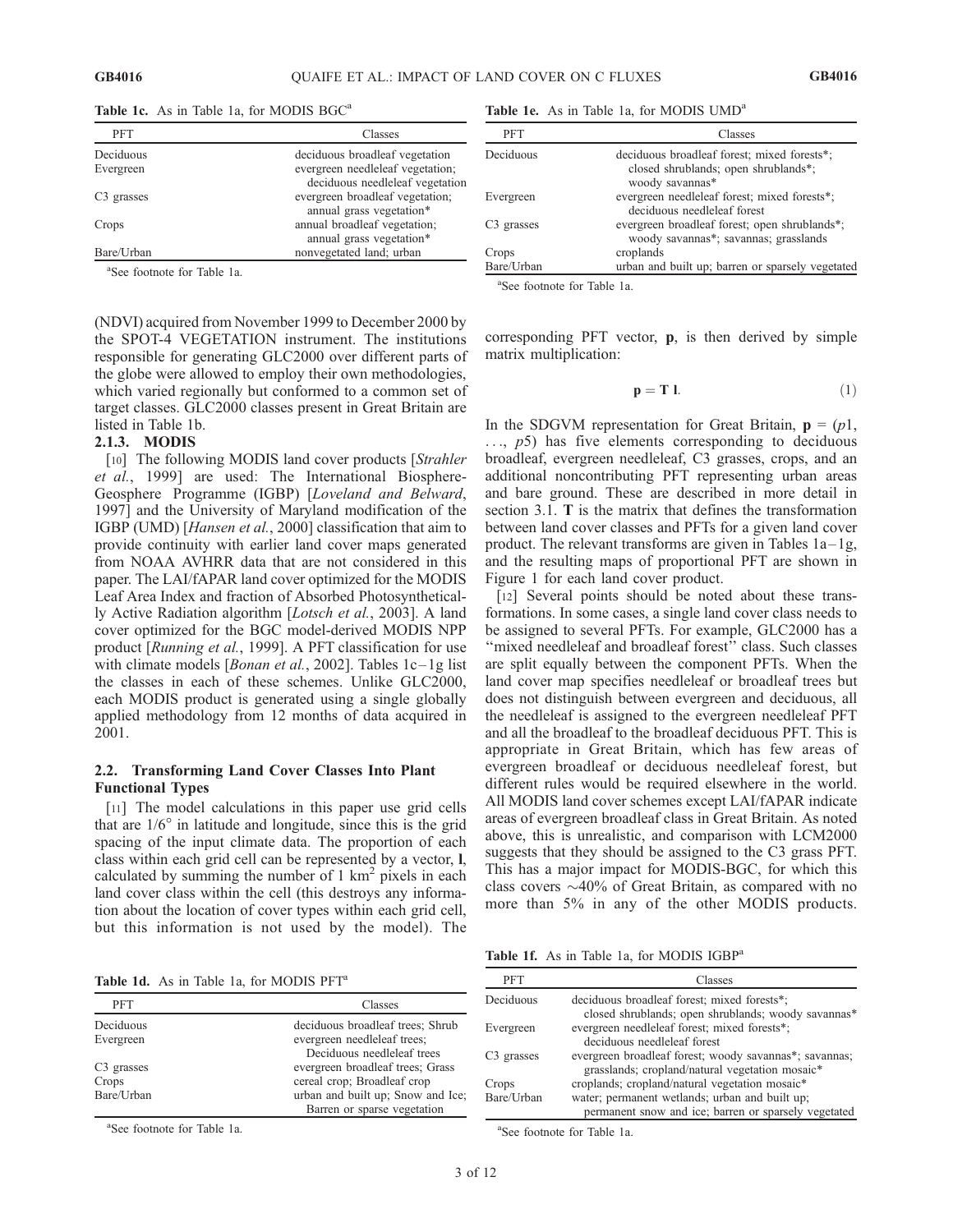**Table 1c.** As in Table 1a, for MODIS BGC[a]

| PFT | Classes |
|---|---|
| Deciduous | deciduous broadleaf vegetation |
| Evergreen | evergreen needleleaf vegetation; deciduous needleleaf vegetation |
| C3 grasses | evergreen broadleaf vegetation; annual grass vegetation* |
| Crops | annual broadleaf vegetation; annual grass vegetation* |
| Bare/Urban | nonvegetated land; urban |

[a]See footnote for Table 1a.

**Table 1e.** As in Table 1a, for MODIS UMD[a]

| PFT | Classes |
|---|---|
| Deciduous | deciduous broadleaf forest; mixed forests*; closed shrublands; open shrublands*; woody savannas* |
| Evergreen | evergreen needleleaf forest; mixed forests*; deciduous needleleaf forest |
| C3 grasses | evergreen broadleaf forest; open shrublands*; woody savannas*; savannas; grasslands |
| Crops | croplands |
| Bare/Urban | urban and built up; barren or sparsely vegetated |

[a]See footnote for Table 1a.

(NDVI) acquired from November 1999 to December 2000 by the SPOT-4 VEGETATION instrument. The institutions responsible for generating GLC2000 over different parts of the globe were allowed to employ their own methodologies, which varied regionally but conformed to a common set of target classes. GLC2000 classes present in Great Britain are listed in Table 1b.

#### 2.1.3. MODIS

[10] The following MODIS land cover products [*Strahler et al.*, 1999] are used: The International Biosphere-Geosphere Programme (IGBP) [*Loveland and Belward*, 1997] and the University of Maryland modification of the IGBP (UMD) [*Hansen et al.*, 2000] classification that aim to provide continuity with earlier land cover maps generated from NOAA AVHRR data that are not considered in this paper. The LAI/fAPAR land cover optimized for the MODIS Leaf Area Index and fraction of Absorbed Photosynthetically Active Radiation algorithm [*Lotsch et al.*, 2003]. A land cover optimized for the BGC model-derived MODIS NPP product [*Running et al.*, 1999]. A PFT classification for use with climate models [*Bonan et al.*, 2002]. Tables 1c–1g list the classes in each of these schemes. Unlike GLC2000, each MODIS product is generated using a single globally applied methodology from 12 months of data acquired in 2001.

### 2.2. Transforming Land Cover Classes Into Plant Functional Types

[11] The model calculations in this paper use grid cells that are $1/6°$ in latitude and longitude, since this is the grid spacing of the input climate data. The proportion of each class within each grid cell can be represented by a vector, **l**, calculated by summing the number of 1 $km^2$ pixels in each land cover class within the cell (this destroys any information about the location of cover types within each grid cell, but this information is not used by the model). The corresponding PFT vector, **p**, is then derived by simple matrix multiplication:

$$\mathbf{p} = \mathbf{T}\,\mathbf{l}. \quad (1)$$

In the SDGVM representation for Great Britain, $\mathbf{p} = (p1, \ldots, p5)$ has five elements corresponding to deciduous broadleaf, evergreen needleleaf, C3 grasses, crops, and an additional noncontributing PFT representing urban areas and bare ground. These are described in more detail in section 3.1. **T** is the matrix that defines the transformation between land cover classes and PFTs for a given land cover product. The relevant transforms are given in Tables 1a–1g, and the resulting maps of proportional PFT are shown in Figure 1 for each land cover product.

[12] Several points should be noted about these transformations. In some cases, a single land cover class needs to be assigned to several PFTs. For example, GLC2000 has a "mixed needleleaf and broadleaf forest" class. Such classes are split equally between the component PFTs. When the land cover map specifies needleleaf or broadleaf trees but does not distinguish between evergreen and deciduous, all the needleleaf is assigned to the evergreen needleleaf PFT and all the broadleaf to the broadleaf deciduous PFT. This is appropriate in Great Britain, which has few areas of evergreen broadleaf or deciduous needleleaf forest, but different rules would be required elsewhere in the world. All MODIS land cover schemes except LAI/fAPAR indicate areas of evergreen broadleaf class in Great Britain. As noted above, this is unrealistic, and comparison with LCM2000 suggests that they should be assigned to the C3 grass PFT. This has a major impact for MODIS-BGC, for which this class covers ~40% of Great Britain, as compared with no more than 5% in any of the other MODIS products.

**Table 1d.** As in Table 1a, for MODIS PFT[a]

| PFT | Classes |
|---|---|
| Deciduous | deciduous broadleaf trees; Shrub |
| Evergreen | evergreen needleleaf trees; Deciduous needleleaf trees |
| C3 grasses | evergreen broadleaf trees; Grass |
| Crops | cereal crop; Broadleaf crop |
| Bare/Urban | urban and built up; Snow and Ice; Barren or sparse vegetation |

[a]See footnote for Table 1a.

**Table 1f.** As in Table 1a, for MODIS IGBP[a]

| PFT | Classes |
|---|---|
| Deciduous | deciduous broadleaf forest; mixed forests*; closed shrublands; open shrublands; woody savannas* |
| Evergreen | evergreen needleleaf forest; mixed forests*; deciduous needleleaf forest |
| C3 grasses | evergreen broadleaf forest; woody savannas*; savannas; grasslands; cropland/natural vegetation mosaic* |
| Crops | croplands; cropland/natural vegetation mosaic* |
| Bare/Urban | water; permanent wetlands; urban and built up; permanent snow and ice; barren or sparsely vegetated |

[a]See footnote for Table 1a.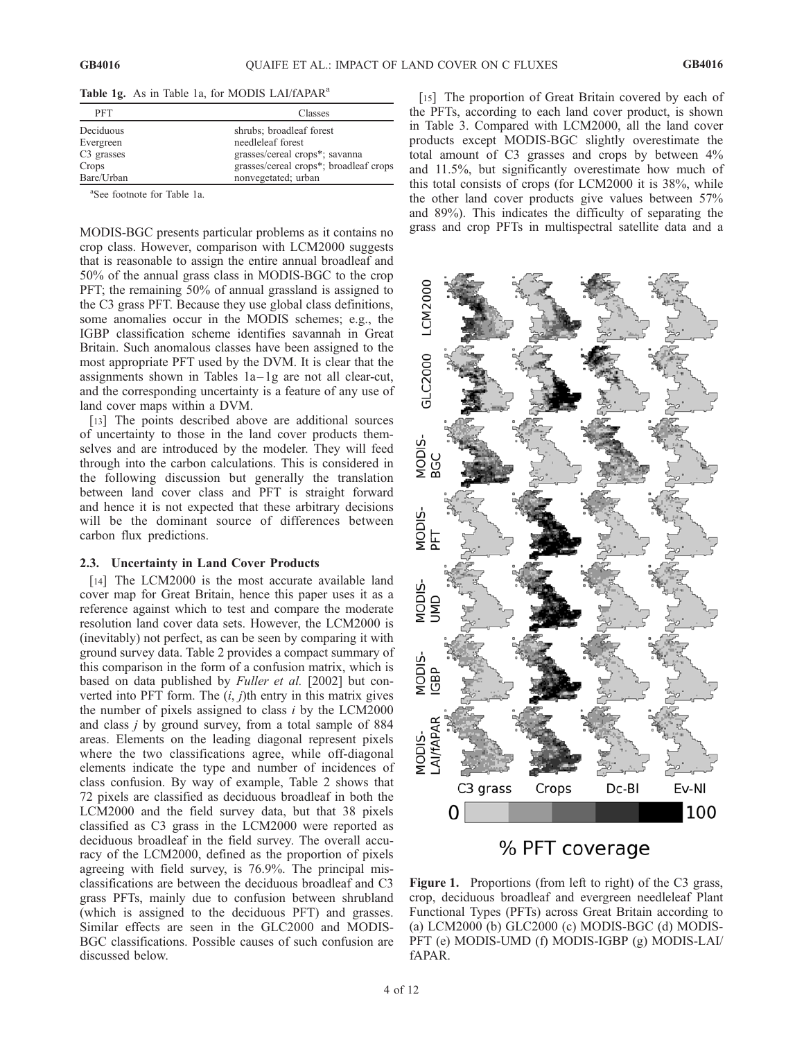**Table 1g.** As in Table 1a, for MODIS LAI/fAPAR[a]

| PFT | Classes |
|---|---|
| Deciduous | shrubs; broadleaf forest |
| Evergreen | needleleaf forest |
| C3 grasses | grasses/cereal crops*; savanna |
| Crops | grasses/cereal crops*; broadleaf crops |
| Bare/Urban | nonvegetated; urban |

[a]See footnote for Table 1a.

MODIS-BGC presents particular problems as it contains no crop class. However, comparison with LCM2000 suggests that is reasonable to assign the entire annual broadleaf and 50% of the annual grass class in MODIS-BGC to the crop PFT; the remaining 50% of annual grassland is assigned to the C3 grass PFT. Because they use global class definitions, some anomalies occur in the MODIS schemes; e.g., the IGBP classification scheme identifies savannah in Great Britain. Such anomalous classes have been assigned to the most appropriate PFT used by the DVM. It is clear that the assignments shown in Tables 1a–1g are not all clear-cut, and the corresponding uncertainty is a feature of any use of land cover maps within a DVM.

[13] The points described above are additional sources of uncertainty to those in the land cover products themselves and are introduced by the modeler. They will feed through into the carbon calculations. This is considered in the following discussion but generally the translation between land cover class and PFT is straight forward and hence it is not expected that these arbitrary decisions will be the dominant source of differences between carbon flux predictions.

### 2.3. Uncertainty in Land Cover Products

[14] The LCM2000 is the most accurate available land cover map for Great Britain, hence this paper uses it as a reference against which to test and compare the moderate resolution land cover data sets. However, the LCM2000 is (inevitably) not perfect, as can be seen by comparing it with ground survey data. Table 2 provides a compact summary of this comparison in the form of a confusion matrix, which is based on data published by *Fuller et al.* [2002] but converted into PFT form. The $(i, j)$th entry in this matrix gives the number of pixels assigned to class $i$ by the LCM2000 and class $j$ by ground survey, from a total sample of 884 areas. Elements on the leading diagonal represent pixels where the two classifications agree, while off-diagonal elements indicate the type and number of incidences of class confusion. By way of example, Table 2 shows that 72 pixels are classified as deciduous broadleaf in both the LCM2000 and the field survey data, but that 38 pixels classified as C3 grass in the LCM2000 were reported as deciduous broadleaf in the field survey. The overall accuracy of the LCM2000, defined as the proportion of pixels agreeing with field survey, is 76.9%. The principal misclassifications are between the deciduous broadleaf and C3 grass PFTs, mainly due to confusion between shrubland (which is assigned to the deciduous PFT) and grasses. Similar effects are seen in the GLC2000 and MODIS-BGC classifications. Possible causes of such confusion are discussed below.

[15] The proportion of Great Britain covered by each of the PFTs, according to each land cover product, is shown in Table 3. Compared with LCM2000, all the land cover products except MODIS-BGC slightly overestimate the total amount of C3 grasses and crops by between 4% and 11.5%, but significantly overestimate how much of this total consists of crops (for LCM2000 it is 38%, while the other land cover products give values between 57% and 89%). This indicates the difficulty of separating the grass and crop PFTs in multispectral satellite data and a

**Figure 1.** Proportions (from left to right) of the C3 grass, crop, deciduous broadleaf and evergreen needleleaf Plant Functional Types (PFTs) across Great Britain according to (a) LCM2000 (b) GLC2000 (c) MODIS-BGC (d) MODIS-PFT (e) MODIS-UMD (f) MODIS-IGBP (g) MODIS-LAI/fAPAR.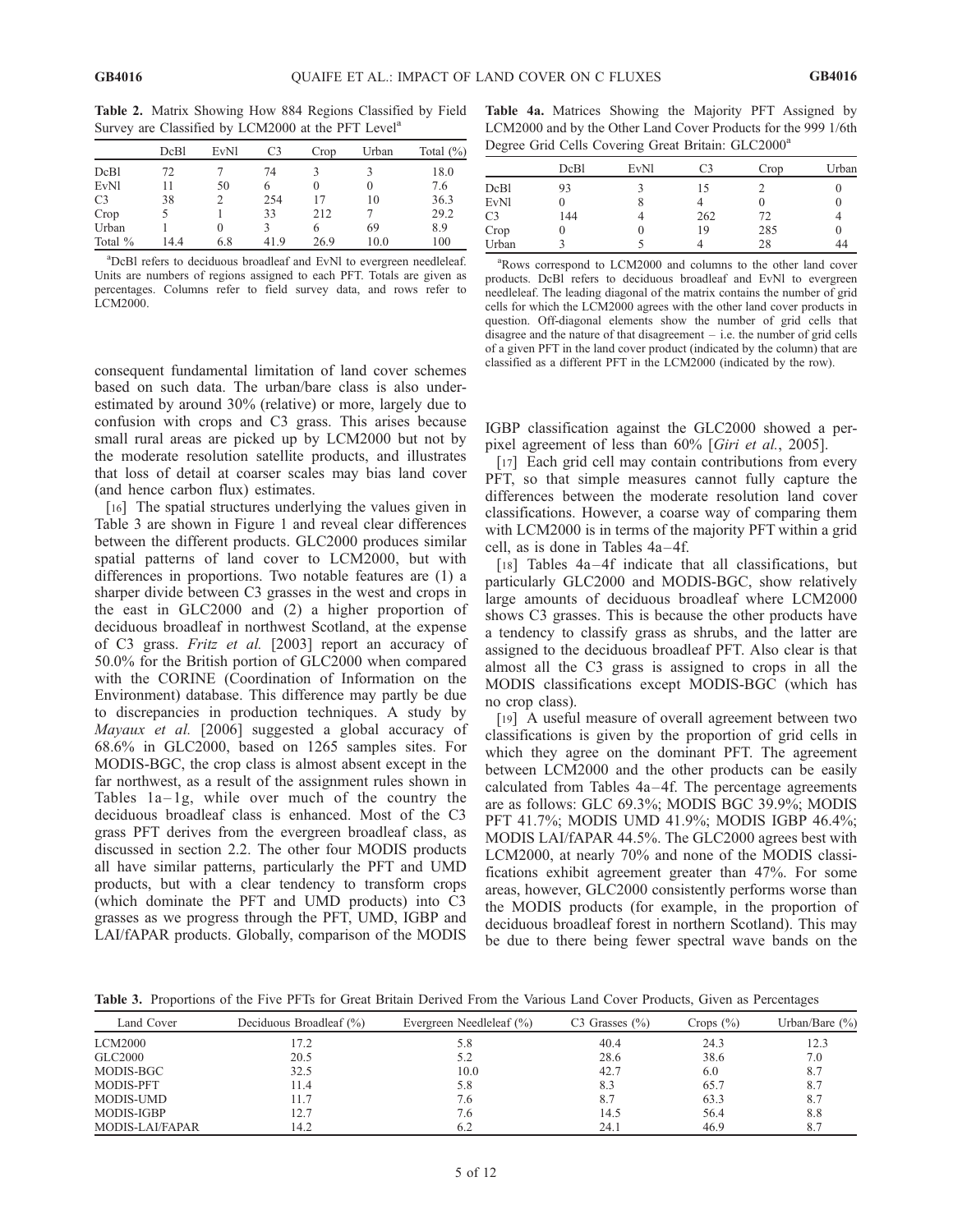**Table 2.** Matrix Showing How 884 Regions Classified by Field Survey are Classified by LCM2000 at the PFT Level[a]

| | DcBl | EvNl | C3 | Crop | Urban | Total (%) |
|---|---|---|---|---|---|---|
| DcBl | 72 | 7 | 74 | 3 | 3 | 18.0 |
| EvNl | 11 | 50 | 6 | 0 | 0 | 7.6 |
| C3 | 38 | 2 | 254 | 17 | 10 | 36.3 |
| Crop | 5 | 1 | 33 | 212 | 7 | 29.2 |
| Urban | 1 | 0 | 3 | 6 | 69 | 8.9 |
| Total % | 14.4 | 6.8 | 41.9 | 26.9 | 10.0 | 100 |

[a]DcBl refers to deciduous broadleaf and EvNl to evergreen needleleaf. Units are numbers of regions assigned to each PFT. Totals are given as percentages. Columns refer to field survey data, and rows refer to LCM2000.

consequent fundamental limitation of land cover schemes based on such data. The urban/bare class is also underestimated by around 30% (relative) or more, largely due to confusion with crops and C3 grass. This arises because small rural areas are picked up by LCM2000 but not by the moderate resolution satellite products, and illustrates that loss of detail at coarser scales may bias land cover (and hence carbon flux) estimates.

[16] The spatial structures underlying the values given in Table 3 are shown in Figure 1 and reveal clear differences between the different products. GLC2000 produces similar spatial patterns of land cover to LCM2000, but with differences in proportions. Two notable features are (1) a sharper divide between C3 grasses in the west and crops in the east in GLC2000 and (2) a higher proportion of deciduous broadleaf in northwest Scotland, at the expense of C3 grass. *Fritz et al.* [2003] report an accuracy of 50.0% for the British portion of GLC2000 when compared with the CORINE (Coordination of Information on the Environment) database. This difference may partly be due to discrepancies in production techniques. A study by *Mayaux et al.* [2006] suggested a global accuracy of 68.6% in GLC2000, based on 1265 samples sites. For MODIS-BGC, the crop class is almost absent except in the far northwest, as a result of the assignment rules shown in Tables 1a–1g, while over much of the country the deciduous broadleaf class is enhanced. Most of the C3 grass PFT derives from the evergreen broadleaf class, as discussed in section 2.2. The other four MODIS products all have similar patterns, particularly the PFT and UMD products, but with a clear tendency to transform crops (which dominate the PFT and UMD products) into C3 grasses as we progress through the PFT, UMD, IGBP and LAI/fAPAR products. Globally, comparison of the MODIS IGBP classification against the GLC2000 showed a per-pixel agreement of less than 60% [*Giri et al.*, 2005].

**Table 4a.** Matrices Showing the Majority PFT Assigned by LCM2000 and by the Other Land Cover Products for the 999 1/6th Degree Grid Cells Covering Great Britain: GLC2000[a]

| | DcBl | EvNl | C3 | Crop | Urban |
|---|---|---|---|---|---|
| DcBl | 93 | 3 | 15 | 2 | 0 |
| EvNl | 0 | 8 | 4 | 0 | 0 |
| C3 | 144 | 4 | 262 | 72 | 4 |
| Crop | 0 | 0 | 19 | 285 | 0 |
| Urban | 3 | 5 | 4 | 28 | 44 |

[a]Rows correspond to LCM2000 and columns to the other land cover products. DcBl refers to deciduous broadleaf and EvNl to evergreen needleleaf. The leading diagonal of the matrix contains the number of grid cells for which the LCM2000 agrees with the other land cover products in question. Off-diagonal elements show the number of grid cells that disagree and the nature of that disagreement – i.e. the number of grid cells of a given PFT in the land cover product (indicated by the column) that are classified as a different PFT in the LCM2000 (indicated by the row).

[17] Each grid cell may contain contributions from every PFT, so that simple measures cannot fully capture the differences between the moderate resolution land cover classifications. However, a coarse way of comparing them with LCM2000 is in terms of the majority PFT within a grid cell, as is done in Tables 4a–4f.

[18] Tables 4a–4f indicate that all classifications, but particularly GLC2000 and MODIS-BGC, show relatively large amounts of deciduous broadleaf where LCM2000 shows C3 grasses. This is because the other products have a tendency to classify grass as shrubs, and the latter are assigned to the deciduous broadleaf PFT. Also clear is that almost all the C3 grass is assigned to crops in all the MODIS classifications except MODIS-BGC (which has no crop class).

[19] A useful measure of overall agreement between two classifications is given by the proportion of grid cells in which they agree on the dominant PFT. The agreement between LCM2000 and the other products can be easily calculated from Tables 4a–4f. The percentage agreements are as follows: GLC 69.3%; MODIS BGC 39.9%; MODIS PFT 41.7%; MODIS UMD 41.9%; MODIS IGBP 46.4%; MODIS LAI/fAPAR 44.5%. The GLC2000 agrees best with LCM2000, at nearly 70% and none of the MODIS classifications exhibit agreement greater than 47%. For some areas, however, GLC2000 consistently performs worse than the MODIS products (for example, in the proportion of deciduous broadleaf forest in northern Scotland). This may be due to there being fewer spectral wave bands on the

**Table 3.** Proportions of the Five PFTs for Great Britain Derived From the Various Land Cover Products, Given as Percentages

| Land Cover | Deciduous Broadleaf (%) | Evergreen Needleleaf (%) | C3 Grasses (%) | Crops (%) | Urban/Bare (%) |
|---|---|---|---|---|---|
| LCM2000 | 17.2 | 5.8 | 40.4 | 24.3 | 12.3 |
| GLC2000 | 20.5 | 5.2 | 28.6 | 38.6 | 7.0 |
| MODIS-BGC | 32.5 | 10.0 | 42.7 | 6.0 | 8.7 |
| MODIS-PFT | 11.4 | 5.8 | 8.3 | 65.7 | 8.7 |
| MODIS-UMD | 11.7 | 7.6 | 8.7 | 63.3 | 8.7 |
| MODIS-IGBP | 12.7 | 7.6 | 14.5 | 56.4 | 8.8 |
| MODIS-LAI/FAPAR | 14.2 | 6.2 | 24.1 | 46.9 | 8.7 |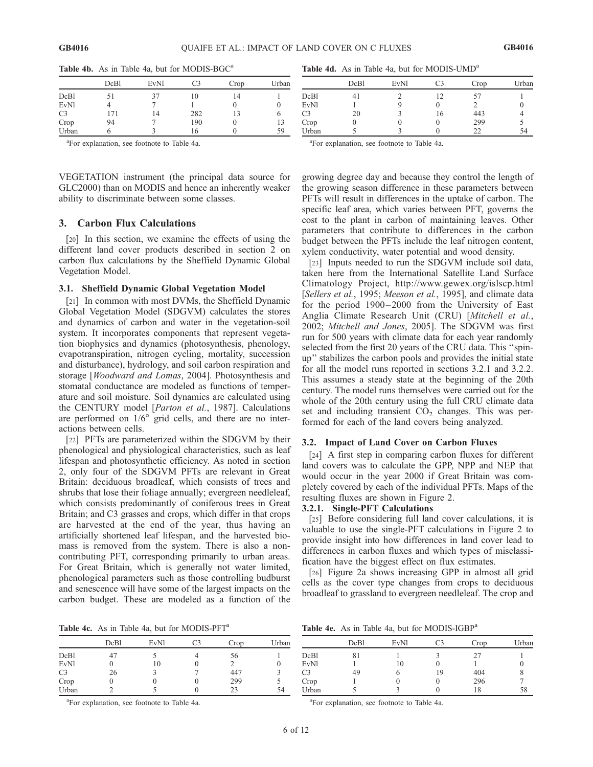**Table 4b.** As in Table 4a, but for MODIS-BGC[a]

| | DcBl | EvNl | C3 | Crop | Urban |
|---|---|---|---|---|---|
| DcBl | 51 | 37 | 10 | 14 | 1 |
| EvNl | 4 | 7 | 1 | 0 | 0 |
| C3 | 171 | 14 | 282 | 13 | 6 |
| Crop | 94 | 7 | 190 | 0 | 13 |
| Urban | 6 | 3 | 16 | 0 | 59 |

[a]For explanation, see footnote to Table 4a.

**Table 4d.** As in Table 4a, but for MODIS-UMD[a]

| | DcBl | EvNl | C3 | Crop | Urban |
|---|---|---|---|---|---|
| DcBl | 41 | 2 | 12 | 57 | 1 |
| EvNl | 1 | 9 | 0 | 2 | 0 |
| C3 | 20 | 3 | 16 | 443 | 4 |
| Crop | 0 | 0 | 0 | 299 | 5 |
| Urban | 5 | 3 | 0 | 22 | 54 |

[a]For explanation, see footnote to Table 4a.

VEGETATION instrument (the principal data source for GLC2000) than on MODIS and hence an inherently weaker ability to discriminate between some classes.

## 3. Carbon Flux Calculations

[20] In this section, we examine the effects of using the different land cover products described in section 2 on carbon flux calculations by the Sheffield Dynamic Global Vegetation Model.

### 3.1. Sheffield Dynamic Global Vegetation Model

[21] In common with most DVMs, the Sheffield Dynamic Global Vegetation Model (SDGVM) calculates the stores and dynamics of carbon and water in the vegetation-soil system. It incorporates components that represent vegetation biophysics and dynamics (photosynthesis, phenology, evapotranspiration, nitrogen cycling, mortality, succession and disturbance), hydrology, and soil carbon respiration and storage [*Woodward and Lomas*, 2004]. Photosynthesis and stomatal conductance are modeled as functions of temperature and soil moisture. Soil dynamics are calculated using the CENTURY model [*Parton et al.*, 1987]. Calculations are performed on 1/6° grid cells, and there are no interactions between cells.

[22] PFTs are parameterized within the SDGVM by their phenological and physiological characteristics, such as leaf lifespan and photosynthetic efficiency. As noted in section 2, only four of the SDGVM PFTs are relevant in Great Britain: deciduous broadleaf, which consists of trees and shrubs that lose their foliage annually; evergreen needleleaf, which consists predominantly of coniferous trees in Great Britain; and C3 grasses and crops, which differ in that crops are harvested at the end of the year, thus having an artificially shortened leaf lifespan, and the harvested biomass is removed from the system. There is also a noncontributing PFT, corresponding primarily to urban areas. For Great Britain, which is generally not water limited, phenological parameters such as those controlling budburst and senescence will have some of the largest impacts on the carbon budget. These are modeled as a function of the growing degree day and because they control the length of the growing season difference in these parameters between PFTs will result in differences in the uptake of carbon. The specific leaf area, which varies between PFT, governs the cost to the plant in carbon of maintaining leaves. Other parameters that contribute to differences in the carbon budget between the PFTs include the leaf nitrogen content, xylem conductivity, water potential and wood density.

[23] Inputs needed to run the SDGVM include soil data, taken here from the International Satellite Land Surface Climatology Project, http://www.gewex.org/islscp.html [*Sellers et al.*, 1995; *Meeson et al.*, 1995], and climate data for the period 1900–2000 from the University of East Anglia Climate Research Unit (CRU) [*Mitchell et al.*, 2002; *Mitchell and Jones*, 2005]. The SDGVM was first run for 500 years with climate data for each year randomly selected from the first 20 years of the CRU data. This "spin-up" stabilizes the carbon pools and provides the initial state for all the model runs reported in sections 3.2.1 and 3.2.2. This assumes a steady state at the beginning of the 20th century. The model runs themselves were carried out for the whole of the 20th century using the full CRU climate data set and including transient $CO_2$ changes. This was performed for each of the land covers being analyzed.

### 3.2. Impact of Land Cover on Carbon Fluxes

[24] A first step in comparing carbon fluxes for different land covers was to calculate the GPP, NPP and NEP that would occur in the year 2000 if Great Britain was completely covered by each of the individual PFTs. Maps of the resulting fluxes are shown in Figure 2.

#### 3.2.1. Single-PFT Calculations

[25] Before considering full land cover calculations, it is valuable to use the single-PFT calculations in Figure 2 to provide insight into how differences in land cover lead to differences in carbon fluxes and which types of misclassification have the biggest effect on flux estimates.

[26] Figure 2a shows increasing GPP in almost all grid cells as the cover type changes from crops to deciduous broadleaf to grassland to evergreen needleleaf. The crop and

**Table 4c.** As in Table 4a, but for MODIS-PFT[a]

| | DcBl | EvNl | C3 | Crop | Urban |
|---|---|---|---|---|---|
| DcBl | 47 | 5 | 4 | 56 | 1 |
| EvNl | 0 | 10 | 0 | 2 | 0 |
| C3 | 26 | 3 | 7 | 447 | 3 |
| Crop | 0 | 0 | 0 | 299 | 5 |
| Urban | 2 | 5 | 0 | 23 | 54 |

[a]For explanation, see footnote to Table 4a.

**Table 4e.** As in Table 4a, but for MODIS-IGBP[a]

| | DcBl | EvNl | C3 | Crop | Urban |
|---|---|---|---|---|---|
| DcBl | 81 | 1 | 3 | 27 | 1 |
| EvNl | 1 | 10 | 0 | 1 | 0 |
| C3 | 49 | 6 | 19 | 404 | 8 |
| Crop | 1 | 0 | 0 | 296 | 7 |
| Urban | 5 | 3 | 0 | 18 | 58 |

[a]For explanation, see footnote to Table 4a.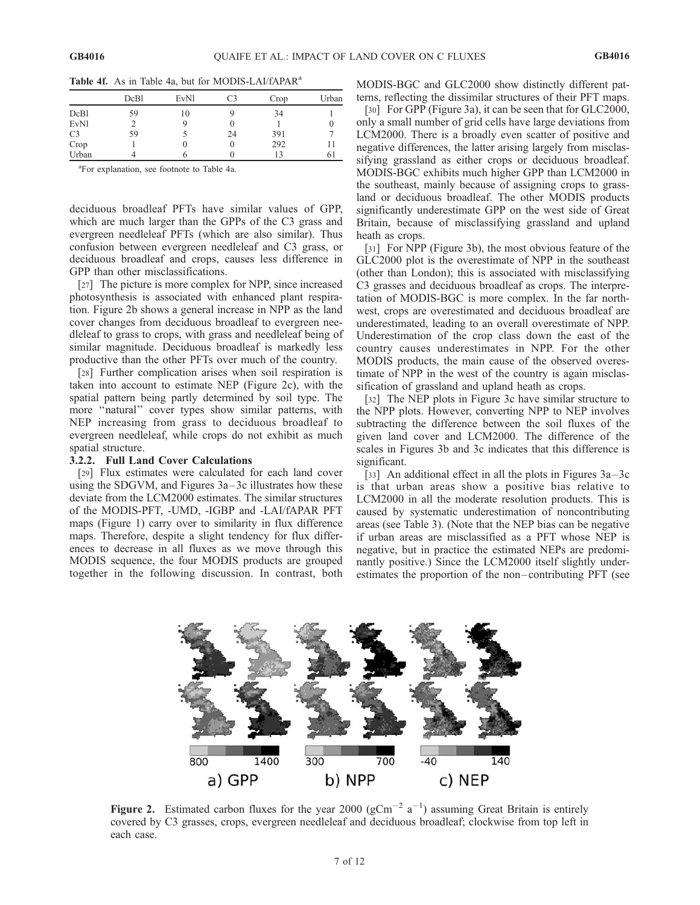**Table 4f.** As in Table 4a, but for MODIS-LAI/fAPAR[a]

| | DcBl | EvNl | C3 | Crop | Urban |
|---|---|---|---|---|---|
| DcBl | 59 | 10 | 9 | 34 | 1 |
| EvNl | 2 | 9 | 0 | 1 | 0 |
| C3 | 59 | 5 | 24 | 391 | 7 |
| Crop | 1 | 0 | 0 | 292 | 11 |
| Urban | 4 | 6 | 0 | 13 | 61 |

[a]For explanation, see footnote to Table 4a.

deciduous broadleaf PFTs have similar values of GPP, which are much larger than the GPPs of the C3 grass and evergreen needleleaf PFTs (which are also similar). Thus confusion between evergreen needleleaf and C3 grass, or deciduous broadleaf and crops, causes less difference in GPP than other misclassifications.

[27] The picture is more complex for NPP, since increased photosynthesis is associated with enhanced plant respiration. Figure 2b shows a general increase in NPP as the land cover changes from deciduous broadleaf to evergreen needleleaf to grass to crops, with grass and needleleaf being of similar magnitude. Deciduous broadleaf is markedly less productive than the other PFTs over much of the country.

[28] Further complication arises when soil respiration is taken into account to estimate NEP (Figure 2c), with the spatial pattern being partly determined by soil type. The more "natural" cover types show similar patterns, with NEP increasing from grass to deciduous broadleaf to evergreen needleleaf, while crops do not exhibit as much spatial structure.

### 3.2.2. Full Land Cover Calculations

[29] Flux estimates were calculated for each land cover using the SDGVM, and Figures 3a–3c illustrates how these deviate from the LCM2000 estimates. The similar structures of the MODIS-PFT, -UMD, -IGBP and -LAI/fAPAR PFT maps (Figure 1) carry over to similarity in flux difference maps. Therefore, despite a slight tendency for flux differences to decrease in all fluxes as we move through this MODIS sequence, the four MODIS products are grouped together in the following discussion. In contrast, both MODIS-BGC and GLC2000 show distinctly different patterns, reflecting the dissimilar structures of their PFT maps.

[30] For GPP (Figure 3a), it can be seen that for GLC2000, only a small number of grid cells have large deviations from LCM2000. There is a broadly even scatter of positive and negative differences, the latter arising largely from misclassifying grassland as either crops or deciduous broadleaf. MODIS-BGC exhibits much higher GPP than LCM2000 in the southeast, mainly because of assigning crops to grassland or deciduous broadleaf. The other MODIS products significantly underestimate GPP on the west side of Great Britain, because of misclassifying grassland and upland heath as crops.

[31] For NPP (Figure 3b), the most obvious feature of the GLC2000 plot is the overestimate of NPP in the southeast (other than London); this is associated with misclassifying C3 grasses and deciduous broadleaf as crops. The interpretation of MODIS-BGC is more complex. In the far northwest, crops are overestimated and deciduous broadleaf are underestimated, leading to an overall overestimate of NPP. Underestimation of the crop class down the east of the country causes underestimates in NPP. For the other MODIS products, the main cause of the observed overestimate of NPP in the west of the country is again misclassification of grassland and upland heath as crops.

[32] The NEP plots in Figure 3c have similar structure to the NPP plots. However, converting NPP to NEP involves subtracting the difference between the soil fluxes of the given land cover and LCM2000. The difference of the scales in Figures 3b and 3c indicates that this difference is significant.

[33] An additional effect in all the plots in Figures 3a–3c is that urban areas show a positive bias relative to LCM2000 in all the moderate resolution products. This is caused by systematic underestimation of noncontributing areas (see Table 3). (Note that the NEP bias can be negative if urban areas are misclassified as a PFT whose NEP is negative, but in practice the estimated NEPs are predominantly positive.) Since the LCM2000 itself slightly underestimates the proportion of the non–contributing PFT (see

**Figure 2.** Estimated carbon fluxes for the year 2000 (gCm$^{-2}$ a$^{-1}$) assuming Great Britain is entirely covered by C3 grasses, crops, evergreen needleleaf and deciduous broadleaf; clockwise from top left in each case.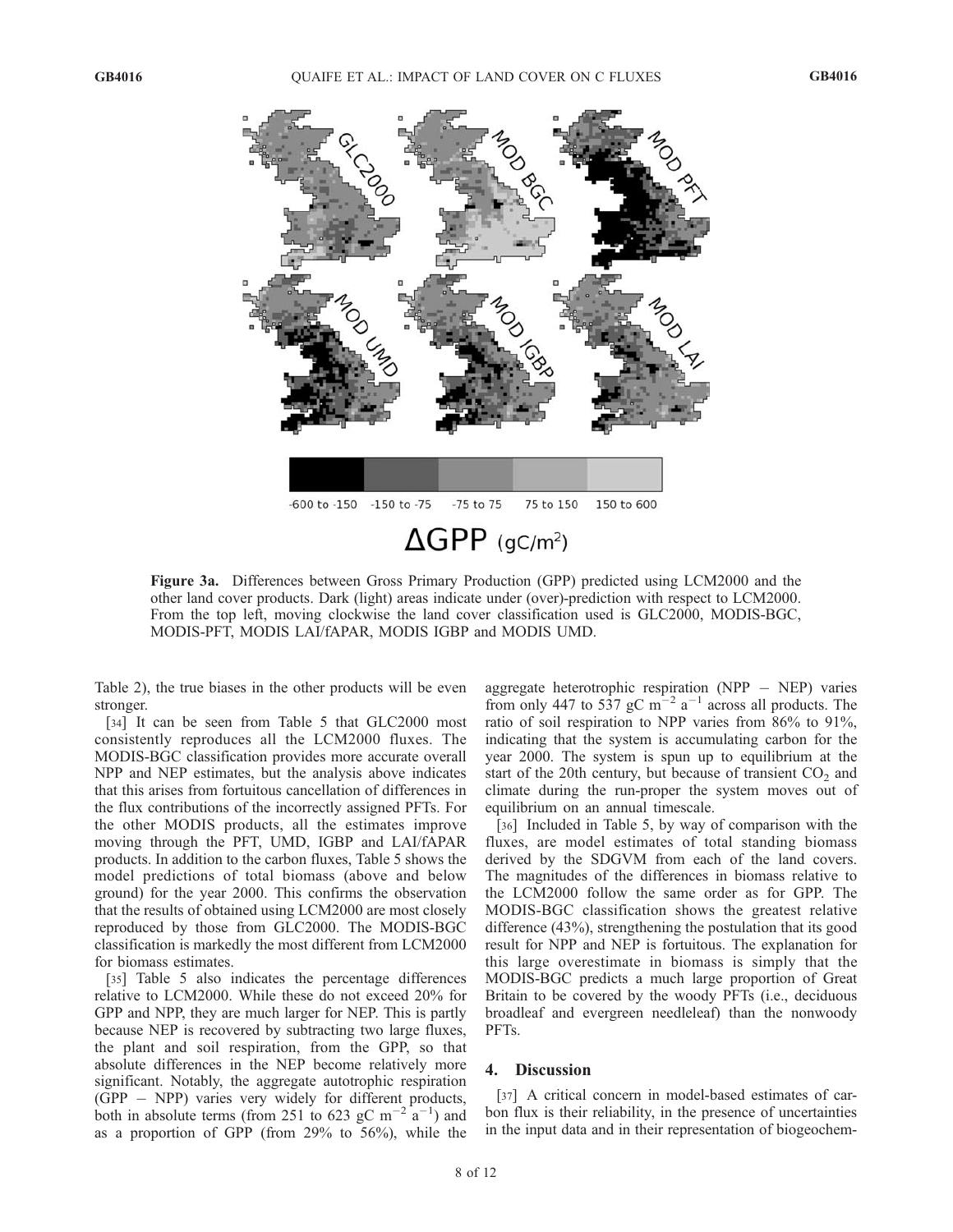**Figure 3a.** Differences between Gross Primary Production (GPP) predicted using LCM2000 and the other land cover products. Dark (light) areas indicate under (over)-prediction with respect to LCM2000. From the top left, moving clockwise the land cover classification used is GLC2000, MODIS-BGC, MODIS-PFT, MODIS LAI/fAPAR, MODIS IGBP and MODIS UMD.

Table 2), the true biases in the other products will be even stronger.

[34] It can be seen from Table 5 that GLC2000 most consistently reproduces all the LCM2000 fluxes. The MODIS-BGC classification provides more accurate overall NPP and NEP estimates, but the analysis above indicates that this arises from fortuitous cancellation of differences in the flux contributions of the incorrectly assigned PFTs. For the other MODIS products, all the estimates improve moving through the PFT, UMD, IGBP and LAI/fAPAR products. In addition to the carbon fluxes, Table 5 shows the model predictions of total biomass (above and below ground) for the year 2000. This confirms the observation that the results of obtained using LCM2000 are most closely reproduced by those from GLC2000. The MODIS-BGC classification is markedly the most different from LCM2000 for biomass estimates.

[35] Table 5 also indicates the percentage differences relative to LCM2000. While these do not exceed 20% for GPP and NPP, they are much larger for NEP. This is partly because NEP is recovered by subtracting two large fluxes, the plant and soil respiration, from the GPP, so that absolute differences in the NEP become relatively more significant. Notably, the aggregate autotrophic respiration (GPP − NPP) varies very widely for different products, both in absolute terms (from 251 to 623 gC $m^{-2}$ $a^{-1}$) and as a proportion of GPP (from 29% to 56%), while the aggregate heterotrophic respiration (NPP − NEP) varies from only 447 to 537 gC $m^{-2}$ $a^{-1}$ across all products. The ratio of soil respiration to NPP varies from 86% to 91%, indicating that the system is accumulating carbon for the year 2000. The system is spun up to equilibrium at the start of the 20th century, but because of transient $CO_2$ and climate during the run-proper the system moves out of equilibrium on an annual timescale.

[36] Included in Table 5, by way of comparison with the fluxes, are model estimates of total standing biomass derived by the SDGVM from each of the land covers. The magnitudes of the differences in biomass relative to the LCM2000 follow the same order as for GPP. The MODIS-BGC classification shows the greatest relative difference (43%), strengthening the postulation that its good result for NPP and NEP is fortuitous. The explanation for this large overestimate in biomass is simply that the MODIS-BGC predicts a much large proportion of Great Britain to be covered by the woody PFTs (i.e., deciduous broadleaf and evergreen needleleaf) than the nonwoody PFTs.

## 4. Discussion

[37] A critical concern in model-based estimates of carbon flux is their reliability, in the presence of uncertainties in the input data and in their representation of biogeochem-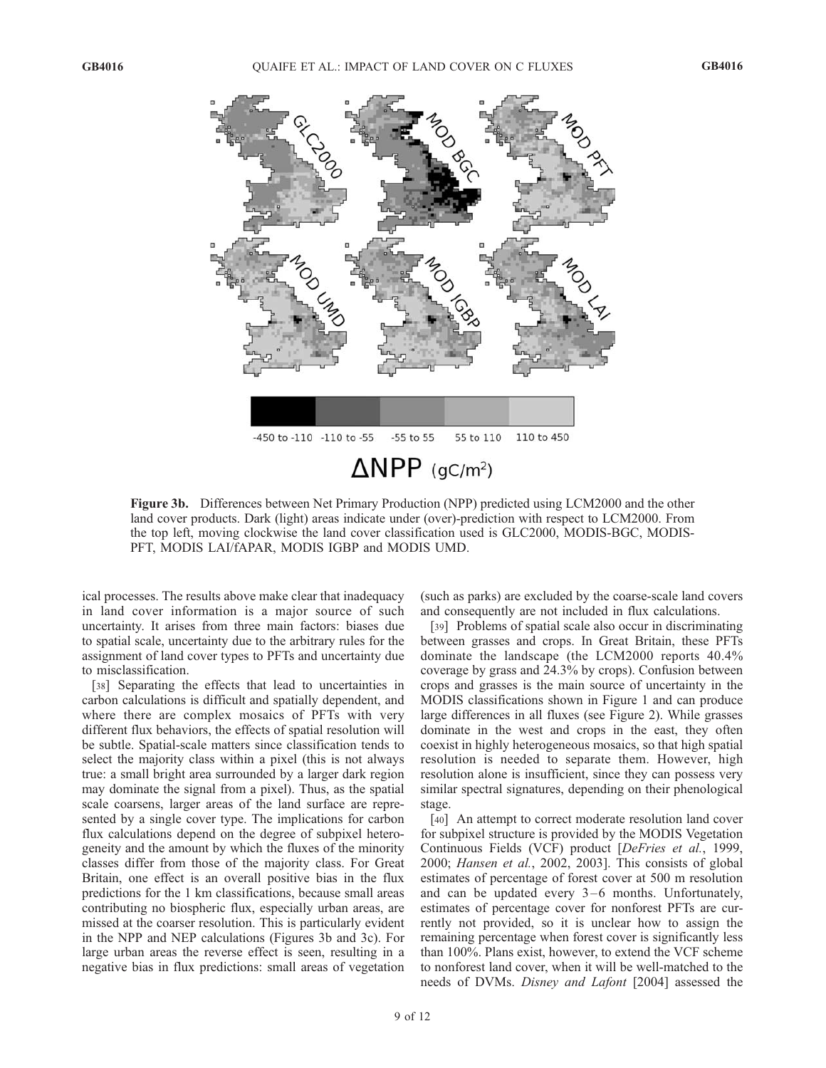**Figure 3b.** Differences between Net Primary Production (NPP) predicted using LCM2000 and the other land cover products. Dark (light) areas indicate under (over)-prediction with respect to LCM2000. From the top left, moving clockwise the land cover classification used is GLC2000, MODIS-BGC, MODIS-PFT, MODIS LAI/fAPAR, MODIS IGBP and MODIS UMD.

ical processes. The results above make clear that inadequacy in land cover information is a major source of such uncertainty. It arises from three main factors: biases due to spatial scale, uncertainty due to the arbitrary rules for the assignment of land cover types to PFTs and uncertainty due to misclassification.

[38] Separating the effects that lead to uncertainties in carbon calculations is difficult and spatially dependent, and where there are complex mosaics of PFTs with very different flux behaviors, the effects of spatial resolution will be subtle. Spatial-scale matters since classification tends to select the majority class within a pixel (this is not always true: a small bright area surrounded by a larger dark region may dominate the signal from a pixel). Thus, as the spatial scale coarsens, larger areas of the land surface are represented by a single cover type. The implications for carbon flux calculations depend on the degree of subpixel heterogeneity and the amount by which the fluxes of the minority classes differ from those of the majority class. For Great Britain, one effect is an overall positive bias in the flux predictions for the 1 km classifications, because small areas contributing no biospheric flux, especially urban areas, are missed at the coarser resolution. This is particularly evident in the NPP and NEP calculations (Figures 3b and 3c). For large urban areas the reverse effect is seen, resulting in a negative bias in flux predictions: small areas of vegetation (such as parks) are excluded by the coarse-scale land covers and consequently are not included in flux calculations.

[39] Problems of spatial scale also occur in discriminating between grasses and crops. In Great Britain, these PFTs dominate the landscape (the LCM2000 reports 40.4% coverage by grass and 24.3% by crops). Confusion between crops and grasses is the main source of uncertainty in the MODIS classifications shown in Figure 1 and can produce large differences in all fluxes (see Figure 2). While grasses dominate in the west and crops in the east, they often coexist in highly heterogeneous mosaics, so that high spatial resolution is needed to separate them. However, high resolution alone is insufficient, since they can possess very similar spectral signatures, depending on their phenological stage.

[40] An attempt to correct moderate resolution land cover for subpixel structure is provided by the MODIS Vegetation Continuous Fields (VCF) product [*DeFries et al.*, 1999, 2000; *Hansen et al.*, 2002, 2003]. This consists of global estimates of percentage of forest cover at 500 m resolution and can be updated every 3–6 months. Unfortunately, estimates of percentage cover for nonforest PFTs are currently not provided, so it is unclear how to assign the remaining percentage when forest cover is significantly less than 100%. Plans exist, however, to extend the VCF scheme to nonforest land cover, when it will be well-matched to the needs of DVMs. *Disney and Lafont* [2004] assessed the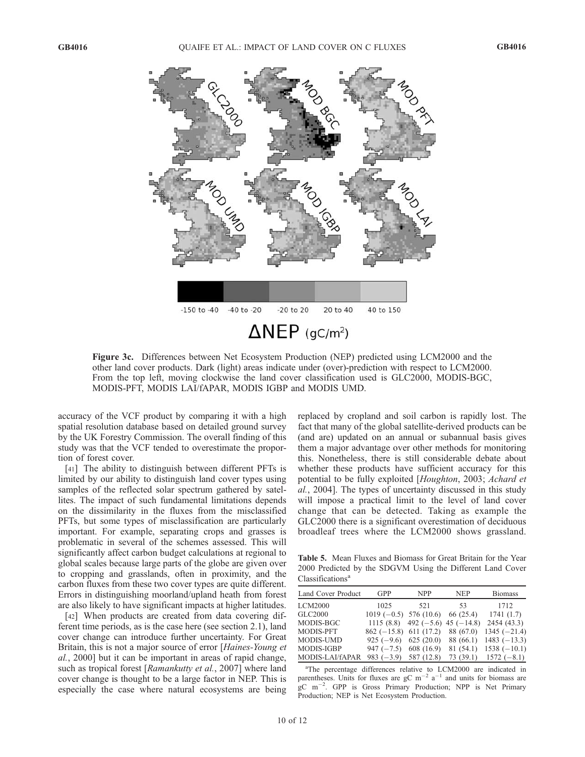Figure 3c. Differences between Net Ecosystem Production (NEP) predicted using LCM2000 and the other land cover products. Dark (light) areas indicate under (over)-prediction with respect to LCM2000. From the top left, moving clockwise the land cover classification used is GLC2000, MODIS-BGC, MODIS-PFT, MODIS LAI/fAPAR, MODIS IGBP and MODIS UMD.

accuracy of the VCF product by comparing it with a high spatial resolution database based on detailed ground survey by the UK Forestry Commission. The overall finding of this study was that the VCF tended to overestimate the proportion of forest cover.

[41] The ability to distinguish between different PFTs is limited by our ability to distinguish land cover types using samples of the reflected solar spectrum gathered by satellites. The impact of such fundamental limitations depends on the dissimilarity in the fluxes from the misclassified PFTs, but some types of misclassification are particularly important. For example, separating crops and grasses is problematic in several of the schemes assessed. This will significantly affect carbon budget calculations at regional to global scales because large parts of the globe are given over to cropping and grasslands, often in proximity, and the carbon fluxes from these two cover types are quite different. Errors in distinguishing moorland/upland heath from forest are also likely to have significant impacts at higher latitudes.

[42] When products are created from data covering different time periods, as is the case here (see section 2.1), land cover change can introduce further uncertainty. For Great Britain, this is not a major source of error [*Haines-Young et al.*, 2000] but it can be important in areas of rapid change, such as tropical forest [*Ramankutty et al.*, 2007] where land cover change is thought to be a large factor in NEP. This is especially the case where natural ecosystems are being replaced by cropland and soil carbon is rapidly lost. The fact that many of the global satellite-derived products can be (and are) updated on an annual or subannual basis gives them a major advantage over other methods for monitoring this. Nonetheless, there is still considerable debate about whether these products have sufficient accuracy for this potential to be fully exploited [*Houghton*, 2003; *Achard et al.*, 2004]. The types of uncertainty discussed in this study will impose a practical limit to the level of land cover change that can be detected. Taking as example the GLC2000 there is a significant overestimation of deciduous broadleaf trees where the LCM2000 shows grassland.

**Table 5.** Mean Fluxes and Biomass for Great Britain for the Year 2000 Predicted by the SDGVM Using the Different Land Cover Classifications[a]

| Land Cover Product | GPP | NPP | NEP | Biomass |
|---|---|---|---|---|
| LCM2000 | 1025 | 521 | 53 | 1712 |
| GLC2000 | 1019 (−0.5) | 576 (10.6) | 66 (25.4) | 1741 (1.7) |
| MODIS-BGC | 1115 (8.8) | 492 (−5.6) | 45 (−14.8) | 2454 (43.3) |
| MODIS-PFT | 862 (−15.8) | 611 (17.2) | 88 (67.0) | 1345 (−21.4) |
| MODIS-UMD | 925 (−9.6) | 625 (20.0) | 88 (66.1) | 1483 (−13.3) |
| MODIS-IGBP | 947 (−7.5) | 608 (16.9) | 81 (54.1) | 1538 (−10.1) |
| MODIS-LAI/fAPAR | 983 (−3.9) | 587 (12.8) | 73 (39.1) | 1572 (−8.1) |

[a]The percentage differences relative to LCM2000 are indicated in parentheses. Units for fluxes are gC $m^{-2}$ $a^{-1}$ and units for biomass are gC $m^{-2}$. GPP is Gross Primary Production; NPP is Net Primary Production; NEP is Net Ecosystem Production.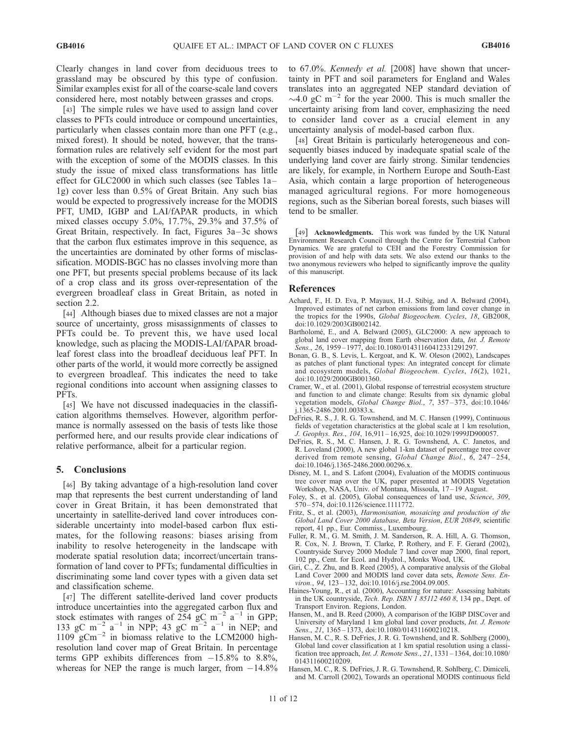Clearly changes in land cover from deciduous trees to grassland may be obscured by this type of confusion. Similar examples exist for all of the coarse-scale land covers considered here, most notably between grasses and crops.

[43] The simple rules we have used to assign land cover classes to PFTs could introduce or compound uncertainties, particularly when classes contain more than one PFT (e.g., mixed forest). It should be noted, however, that the transformation rules are relatively self evident for the most part with the exception of some of the MODIS classes. In this study the issue of mixed class transformations has little effect for GLC2000 in which such classes (see Tables 1a–1g) cover less than 0.5% of Great Britain. Any such bias would be expected to progressively increase for the MODIS PFT, UMD, IGBP and LAI/fAPAR products, in which mixed classes occupy 5.0%, 17.7%, 29.3% and 37.5% of Great Britain, respectively. In fact, Figures 3a–3c shows that the carbon flux estimates improve in this sequence, as the uncertainties are dominated by other forms of misclassification. MODIS-BGC has no classes involving more than one PFT, but presents special problems because of its lack of a crop class and its gross over-representation of the evergreen broadleaf class in Great Britain, as noted in section 2.2.

[44] Although biases due to mixed classes are not a major source of uncertainty, gross misassignments of classes to PFTs could be. To prevent this, we have used local knowledge, such as placing the MODIS-LAI/fAPAR broadleaf forest class into the broadleaf deciduous leaf PFT. In other parts of the world, it would more correctly be assigned to evergreen broadleaf. This indicates the need to take regional conditions into account when assigning classes to PFTs.

[45] We have not discussed inadequacies in the classification algorithms themselves. However, algorithm performance is normally assessed on the basis of tests like those performed here, and our results provide clear indications of relative performance, albeit for a particular region.

## 5. Conclusions

[46] By taking advantage of a high-resolution land cover map that represents the best current understanding of land cover in Great Britain, it has been demonstrated that uncertainty in satellite-derived land cover introduces considerable uncertainty into model-based carbon flux estimates, for the following reasons: biases arising from inability to resolve heterogeneity in the landscape with moderate spatial resolution data; incorrect/uncertain transformation of land cover to PFTs; fundamental difficulties in discriminating some land cover types with a given data set and classification scheme.

[47] The different satellite-derived land cover products introduce uncertainties into the aggregated carbon flux and stock estimates with ranges of 254 gC $m^{-2}$ $a^{-1}$ in GPP; 133 gC $m^{-2}$ $a^{-1}$ in NPP; 43 gC $m^{-2}$ $a^{-1}$ in NEP; and 1109 $gCm^{-2}$ in biomass relative to the LCM2000 high-resolution land cover map of Great Britain. In percentage terms GPP exhibits differences from −15.8% to 8.8%, whereas for NEP the range is much larger, from −14.8% to 67.0%. *Kennedy et al.* [2008] have shown that uncertainty in PFT and soil parameters for England and Wales translates into an aggregated NEP standard deviation of ~4.0 gC $m^{-2}$ for the year 2000. This is much smaller the uncertainty arising from land cover, emphasizing the need to consider land cover as a crucial element in any uncertainty analysis of model-based carbon flux.

[48] Great Britain is particularly heterogeneous and consequently biases induced by inadequate spatial scale of the underlying land cover are fairly strong. Similar tendencies are likely, for example, in Northern Europe and South-East Asia, which contain a large proportion of heterogeneous managed agricultural regions. For more homogeneous regions, such as the Siberian boreal forests, such biases will tend to be smaller.

[49] **Acknowledgments.** This work was funded by the UK Natural Environment Research Council through the Centre for Terrestrial Carbon Dynamics. We are grateful to CEH and the Forestry Commission for provision of and help with data sets. We also extend our thanks to the two anonymous reviewers who helped to significantly improve the quality of this manuscript.

## References

Achard, F., H. D. Eva, P. Mayaux, H.-J. Stibig, and A. Belward (2004), Improved estimates of net carbon emissions from land cover change in the tropics for the 1990s, *Global Biogeochem. Cycles*, *18*, GB2008, doi:10.1029/2003GB002142.

Bartholomé, E., and A. Belward (2005), GLC2000: A new approach to global land cover mapping from Earth observation data, *Int. J. Remote Sens.*, *26*, 1959–1977, doi:10.1080/01431160412331291297.

Bonan, G. B., S. Levis, L. Kergoat, and K. W. Oleson (2002), Landscapes as patches of plant functional types: An integrated concept for climate and ecosystem models, *Global Biogeochem. Cycles*, *16*(2), 1021, doi:10.1029/2000GB001360.

Cramer, W., et al. (2001), Global response of terrestrial ecosystem structure and function to and climate change: Results from six dynamic global vegetation models, *Global Change Biol.*, *7*, 357–373, doi:10.1046/j.1365-2486.2001.00383.x.

DeFries, R. S., J. R. G. Townshend, and M. C. Hansen (1999), Continuous fields of vegetation characteristics at the global scale at 1 km resolution, *J. Geophys. Res.*, *104*, 16,911–16,925, doi:10.1029/1999JD900057.

DeFries, R. S., M. C. Hansen, J. R. G. Townshend, A. C. Janetos, and R. Loveland (2000), A new global 1-km dataset of percentage tree cover derived from remote sensing, *Global Change Biol.*, *6*, 247–254, doi:10.1046/j.1365-2486.2000.00296.x.

Disney, M. I., and S. Lafont (2004), Evaluation of the MODIS continuous tree cover map over the UK, paper presented at MODIS Vegetation Workshop, NASA, Univ. of Montana, Missoula, 17–19 August.

Foley, S., et al. (2005), Global consequences of land use, *Science*, *309*, 570–574, doi:10.1126/science.1111772.

Fritz, S., et al. (2003), *Harmonisation, mosaicing and production of the Global Land Cover 2000 database, Beta Version*, *EUR 20849*, scientific report, 41 pp., Eur. Commiss., Luxembourg.

Fuller, R. M., G. M. Smith, J. M. Sanderson, R. A. Hill, A. G. Thomson, R. Cox, N. J. Brown, T. Clarke, P. Rothery, and F. F. Gerard (2002), Countryside Survey 2000 Module 7 land cover map 2000, final report, 102 pp., Cent. for Ecol. and Hydrol., Monks Wood, UK.

Giri, C., Z. Zhu, and B. Reed (2005), A comparative analysis of the Global Land Cover 2000 and MODIS land cover data sets, *Remote Sens. Environ.*, *94*, 123–132, doi:10.1016/j.rse.2004.09.005.

Haines-Young, R., et al. (2000), Accounting for nature: Assessing habitats in the UK countryside, *Tech. Rep. ISBN 1 85112 460 8*, 134 pp., Dept. of Transport Environ. Regions, London.

Hansen, M., and B. Reed (2000), A comparison of the IGBP DISCover and University of Maryland 1 km global land cover products, *Int. J. Remote Sens.*, *21*, 1365–1373, doi:10.1080/014311600210218.

Hansen, M. C., R. S. DeFries, J. R. G. Townshend, and R. Sohlberg (2000), Global land cover classification at 1 km spatial resolution using a classification tree approach, *Int. J. Remote Sens.*, *21*, 1331–1364, doi:10.1080/014311600210209.

Hansen, M. C., R. S. DeFries, J. R. G. Townshend, R. Sohlberg, C. Dimiceli, and M. Carroll (2002), Towards an operational MODIS continuous field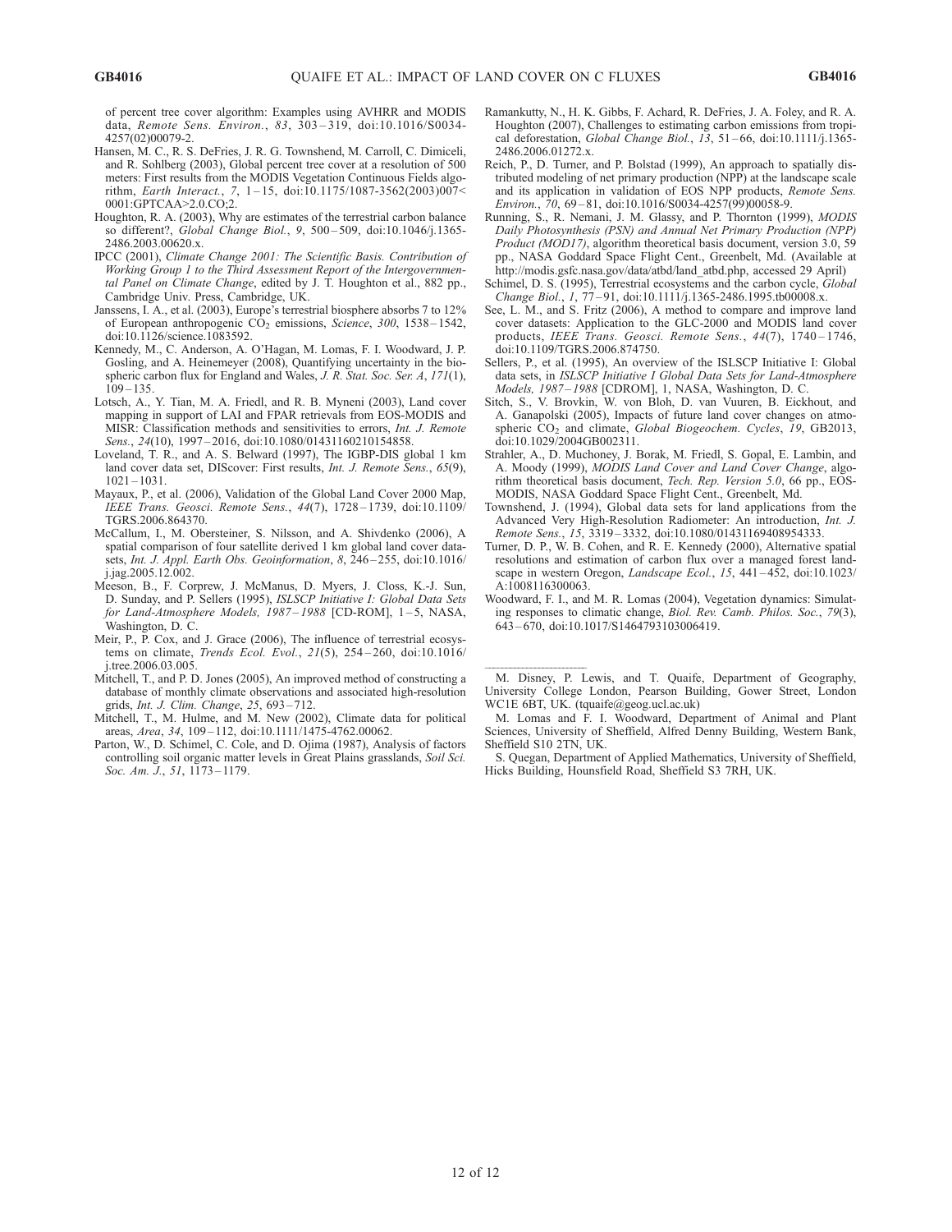of percent tree cover algorithm: Examples using AVHRR and MODIS data, *Remote Sens. Environ.*, *83*, 303–319, doi:10.1016/S0034-4257(02)00079-2.

Hansen, M. C., R. S. DeFries, J. R. G. Townshend, M. Carroll, C. Dimiceli, and R. Sohlberg (2003), Global percent tree cover at a resolution of 500 meters: First results from the MODIS Vegetation Continuous Fields algorithm, *Earth Interact.*, *7*, 1–15, doi:10.1175/1087-3562(2003)007<0001:GPTCAA>2.0.CO;2.

Houghton, R. A. (2003), Why are estimates of the terrestrial carbon balance so different?, *Global Change Biol.*, *9*, 500–509, doi:10.1046/j.1365-2486.2003.00620.x.

IPCC (2001), *Climate Change 2001: The Scientific Basis. Contribution of Working Group 1 to the Third Assessment Report of the Intergovernmental Panel on Climate Change*, edited by J. T. Houghton et al., 882 pp., Cambridge Univ. Press, Cambridge, UK.

Janssens, I. A., et al. (2003), Europe's terrestrial biosphere absorbs 7 to 12% of European anthropogenic $CO_2$ emissions, *Science*, *300*, 1538–1542, doi:10.1126/science.1083592.

Kennedy, M., C. Anderson, A. O'Hagan, M. Lomas, F. I. Woodward, J. P. Gosling, and A. Heinemeyer (2008), Quantifying uncertainty in the biospheric carbon flux for England and Wales, *J. R. Stat. Soc. Ser. A*, *171*(1), 109–135.

Lotsch, A., Y. Tian, M. A. Friedl, and R. B. Myneni (2003), Land cover mapping in support of LAI and FPAR retrievals from EOS-MODIS and MISR: Classification methods and sensitivities to errors, *Int. J. Remote Sens.*, *24*(10), 1997–2016, doi:10.1080/01431160210154858.

Loveland, T. R., and A. S. Belward (1997), The IGBP-DIS global 1 km land cover data set, DIScover: First results, *Int. J. Remote Sens.*, *65*(9), 1021–1031.

Mayaux, P., et al. (2006), Validation of the Global Land Cover 2000 Map, *IEEE Trans. Geosci. Remote Sens.*, *44*(7), 1728–1739, doi:10.1109/TGRS.2006.864370.

McCallum, I., M. Obersteiner, S. Nilsson, and A. Shvidenko (2006), A spatial comparison of four satellite derived 1 km global land cover datasets, *Int. J. Appl. Earth Obs. Geoinformation*, *8*, 246–255, doi:10.1016/j.jag.2005.12.002.

Meeson, B., F. Corprew, J. McManus, D. Myers, J. Closs, K.-J. Sun, D. Sunday, and P. Sellers (1995), *ISLSCP Initiative I: Global Data Sets for Land-Atmosphere Models, 1987–1988* [CD-ROM], 1–5, NASA, Washington, D. C.

Meir, P., P. Cox, and J. Grace (2006), The influence of terrestrial ecosystems on climate, *Trends Ecol. Evol.*, *21*(5), 254–260, doi:10.1016/j.tree.2006.03.005.

Mitchell, T., and P. D. Jones (2005), An improved method of constructing a database of monthly climate observations and associated high-resolution grids, *Int. J. Clim. Change*, *25*, 693–712.

Mitchell, T., M. Hulme, and M. New (2002), Climate data for political areas, *Area*, *34*, 109–112, doi:10.1111/1475-4762.00062.

Parton, W., D. Schimel, C. Cole, and D. Ojima (1987), Analysis of factors controlling soil organic matter levels in Great Plains grasslands, *Soil Sci. Soc. Am. J.*, *51*, 1173–1179.

Ramankutty, N., H. K. Gibbs, F. Achard, R. DeFries, J. A. Foley, and R. A. Houghton (2007), Challenges to estimating carbon emissions from tropical deforestation, *Global Change Biol.*, *13*, 51–66, doi:10.1111/j.1365-2486.2006.01272.x.

Reich, P., D. Turner, and P. Bolstad (1999), An approach to spatially distributed modeling of net primary production (NPP) at the landscape scale and its application in validation of EOS NPP products, *Remote Sens. Environ.*, *70*, 69–81, doi:10.1016/S0034-4257(99)00058-9.

Running, S., R. Nemani, J. M. Glassy, and P. Thornton (1999), *MODIS Daily Photosynthesis (PSN) and Annual Net Primary Production (NPP) Product (MOD17)*, algorithm theoretical basis document, version 3.0, 59 pp., NASA Goddard Space Flight Cent., Greenbelt, Md. (Available at http://modis.gsfc.nasa.gov/data/atbd/land_atbd.php, accessed 29 April)

Schimel, D. S. (1995), Terrestrial ecosystems and the carbon cycle, *Global Change Biol.*, *1*, 77–91, doi:10.1111/j.1365-2486.1995.tb00008.x.

See, L. M., and S. Fritz (2006), A method to compare and improve land cover datasets: Application to the GLC-2000 and MODIS land cover products, *IEEE Trans. Geosci. Remote Sens.*, *44*(7), 1740–1746, doi:10.1109/TGRS.2006.874750.

Sellers, P., et al. (1995), An overview of the ISLSCP Initiative I: Global data sets, in *ISLSCP Initiative I Global Data Sets for Land-Atmosphere Models, 1987–1988* [CDROM], 1, NASA, Washington, D. C.

Sitch, S., V. Brovkin, W. von Bloh, D. van Vuuren, B. Eickhout, and A. Ganapolski (2005), Impacts of future land cover changes on atmospheric $CO_2$ and climate, *Global Biogeochem. Cycles*, *19*, GB2013, doi:10.1029/2004GB002311.

Strahler, A., D. Muchoney, J. Borak, M. Friedl, S. Gopal, E. Lambin, and A. Moody (1999), *MODIS Land Cover and Land Cover Change*, algorithm theoretical basis document, *Tech. Rep. Version 5.0*, 66 pp., EOS-MODIS, NASA Goddard Space Flight Cent., Greenbelt, Md.

Townshend, J. (1994), Global data sets for land applications from the Advanced Very High-Resolution Radiometer: An introduction, *Int. J. Remote Sens.*, *15*, 3319–3332, doi:10.1080/01431169408954333.

Turner, D. P., W. B. Cohen, and R. E. Kennedy (2000), Alternative spatial resolutions and estimation of carbon flux over a managed forest landscape in western Oregon, *Landscape Ecol.*, *15*, 441–452, doi:10.1023/A:1008116300063.

Woodward, F. I., and M. R. Lomas (2004), Vegetation dynamics: Simulating responses to climatic change, *Biol. Rev. Camb. Philos. Soc.*, *79*(3), 643–670, doi:10.1017/S1464793103006419.

---

M. Disney, P. Lewis, and T. Quaife, Department of Geography, University College London, Pearson Building, Gower Street, London WC1E 6BT, UK. (tquaife@geog.ucl.ac.uk)

M. Lomas and F. I. Woodward, Department of Animal and Plant Sciences, University of Sheffield, Alfred Denny Building, Western Bank, Sheffield S10 2TN, UK.

S. Quegan, Department of Applied Mathematics, University of Sheffield, Hicks Building, Hounsfield Road, Sheffield S3 7RH, UK.